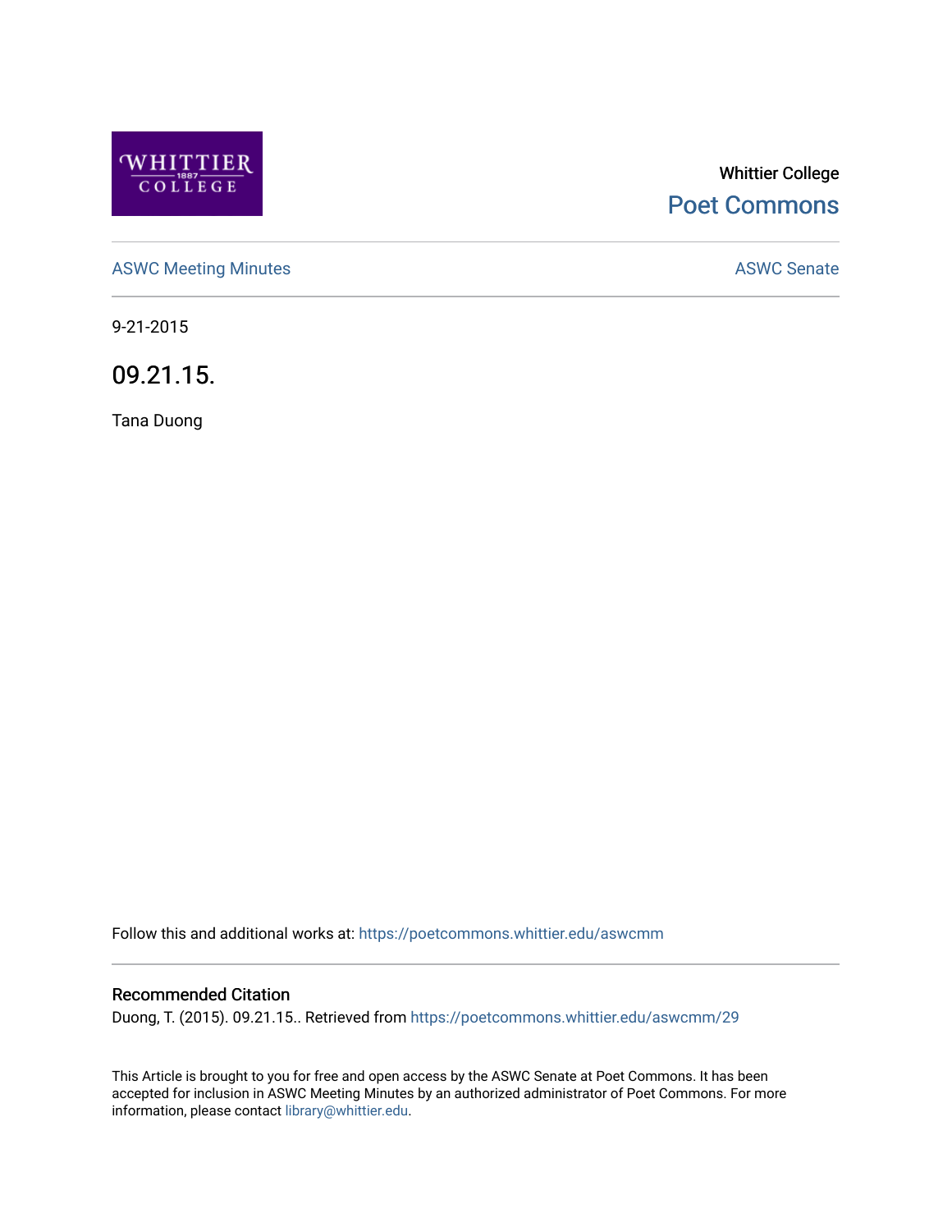Whittier College

Poet Commons

ASWC Meeting Minutes

ASWC Senate

9-21-2015

# 09.21.15.

Tana Duong

Follow this and additional works at: https://poetcommons.whittier.edu/aswcmm

## Recommended Citation

Duong, T. (2015). 09.21.15.. Retrieved from https://poetcommons.whittier.edu/aswcmm/29

This Article is brought to you for free and open access by the ASWC Senate at Poet Commons. It has been accepted for inclusion in ASWC Meeting Minutes by an authorized administrator of Poet Commons. For more information, please contact library@whittier.edu.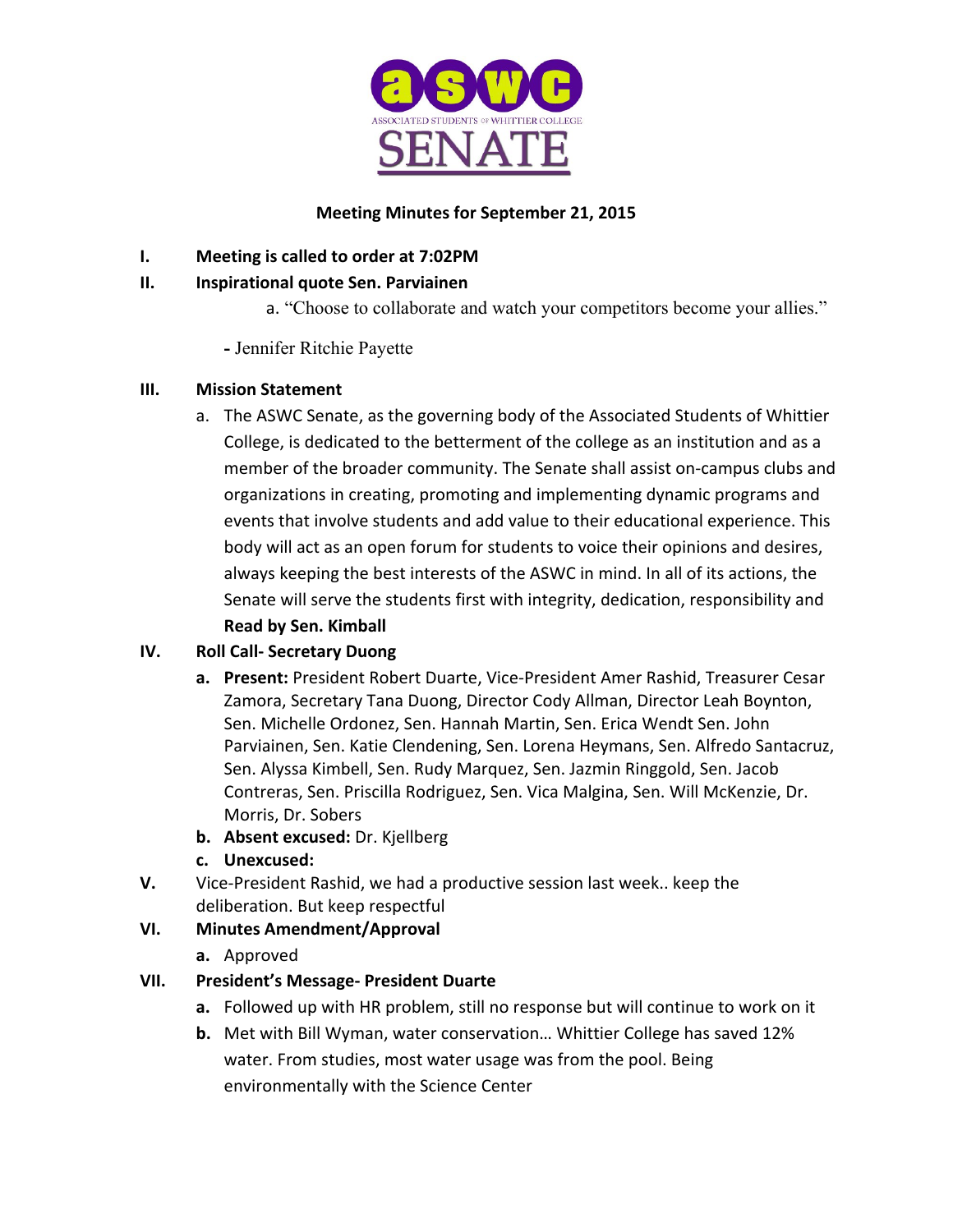aswc

ASSOCIATED STUDENTS OF WHITTIER COLLEGE

SENATE

**Meeting Minutes for September 21, 2015**

**I. Meeting is called to order at 7:02PM**

**II. Inspirational quote Sen. Parviainen**

a. "Choose to collaborate and watch your competitors become your allies."

- Jennifer Ritchie Payette

**III. Mission Statement**

a. The ASWC Senate, as the governing body of the Associated Students of Whittier College, is dedicated to the betterment of the college as an institution and as a member of the broader community. The Senate shall assist on-campus clubs and organizations in creating, promoting and implementing dynamic programs and events that involve students and add value to their educational experience. This body will act as an open forum for students to voice their opinions and desires, always keeping the best interests of the ASWC in mind. In all of its actions, the Senate will serve the students first with integrity, dedication, responsibility and **Read by Sen. Kimball**

**IV. Roll Call- Secretary Duong**

a. **Present:** President Robert Duarte, Vice-President Amer Rashid, Treasurer Cesar Zamora, Secretary Tana Duong, Director Cody Allman, Director Leah Boynton, Sen. Michelle Ordonez, Sen. Hannah Martin, Sen. Erica Wendt Sen. John Parviainen, Sen. Katie Clendening, Sen. Lorena Heymans, Sen. Alfredo Santacruz, Sen. Alyssa Kimbell, Sen. Rudy Marquez, Sen. Jazmin Ringgold, Sen. Jacob Contreras, Sen. Priscilla Rodriguez, Sen. Vica Malgina, Sen. Will McKenzie, Dr. Morris, Dr. Sobers

b. **Absent excused:** Dr. Kjellberg

c. **Unexcused:**

**V.** Vice-President Rashid, we had a productive session last week.. keep the deliberation. But keep respectful

**VI. Minutes Amendment/Approval**

a. Approved

**VII. President's Message- President Duarte**

a. Followed up with HR problem, still no response but will continue to work on it

b. Met with Bill Wyman, water conservation… Whittier College has saved 12% water. From studies, most water usage was from the pool. Being environmentally with the Science Center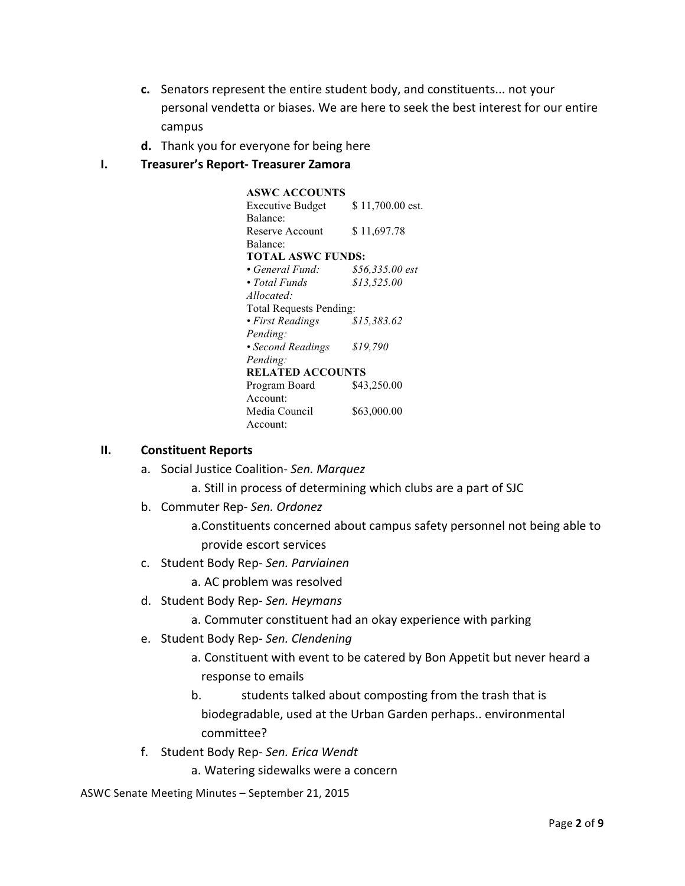c. Senators represent the entire student body, and constituents... not your personal vendetta or biases. We are here to seek the best interest for our entire campus

d. Thank you for everyone for being here

## I. Treasurer's Report- Treasurer Zamora

| **ASWC ACCOUNTS** | |
|---|---|
| Executive Budget Balance: | $ 11,700.00 est. |
| Reserve Account Balance: | $ 11,697.78 |
| **TOTAL ASWC FUNDS:** | |
| *• General Fund:* | *$56,335.00 est* |
| *• Total Funds Allocated:* | *$13,525.00* |
| Total Requests Pending: | |
| *• First Readings Pending:* | *$15,383.62* |
| *• Second Readings Pending:* | *$19,790* |
| **RELATED ACCOUNTS** | |
| Program Board Account: | $43,250.00 |
| Media Council Account: | $63,000.00 |

## II. Constituent Reports

a. Social Justice Coalition- *Sen. Marquez*
   - a. Still in process of determining which clubs are a part of SJC

b. Commuter Rep- *Sen. Ordonez*
   - a. Constituents concerned about campus safety personnel not being able to provide escort services

c. Student Body Rep- *Sen. Parviainen*
   - a. AC problem was resolved

d. Student Body Rep- *Sen. Heymans*
   - a. Commuter constituent had an okay experience with parking

e. Student Body Rep- *Sen. Clendening*
   - a. Constituent with event to be catered by Bon Appetit but never heard a response to emails
   - b. students talked about composting from the trash that is biodegradable, used at the Urban Garden perhaps.. environmental committee?

f. Student Body Rep- *Sen. Erica Wendt*
   - a. Watering sidewalks were a concern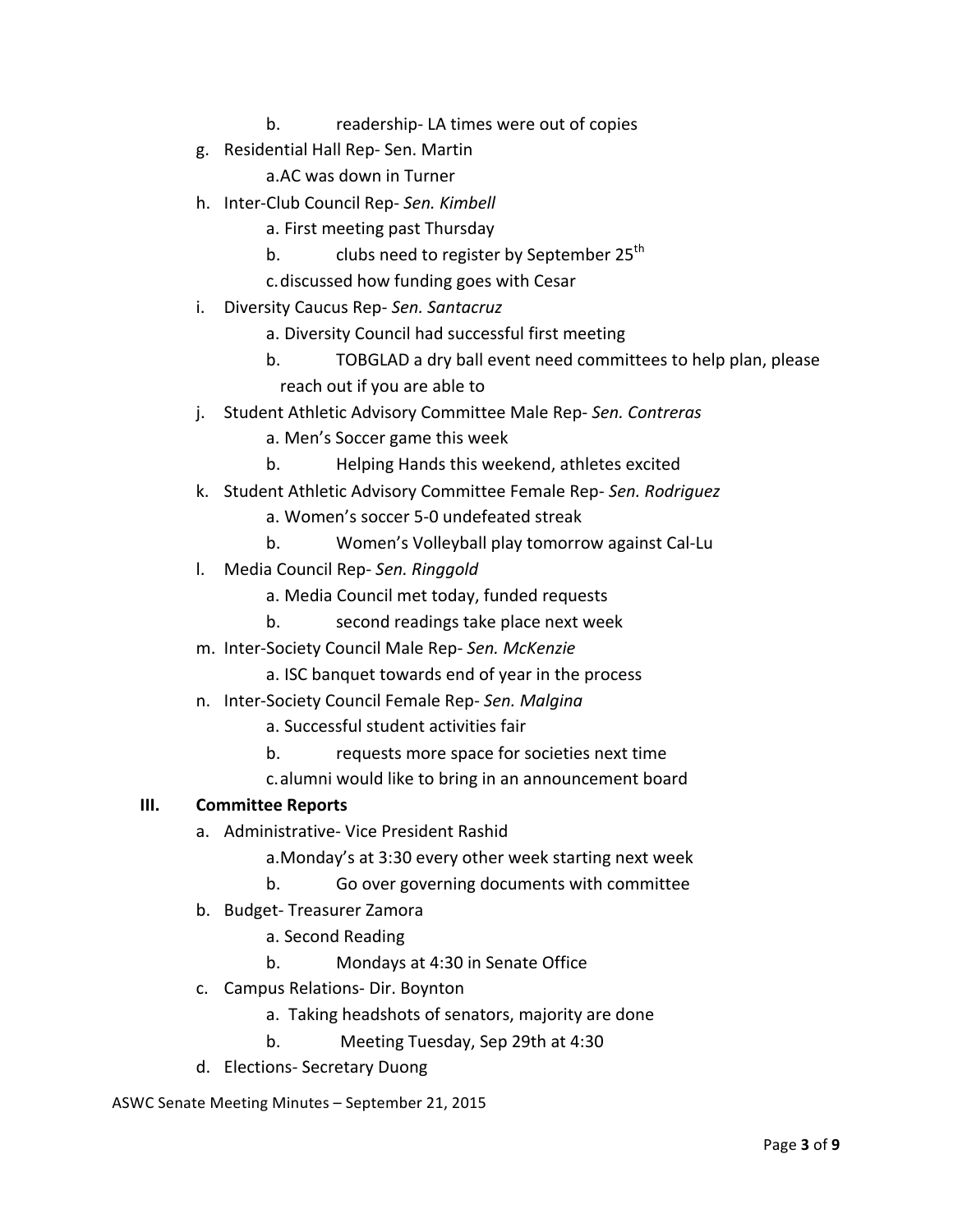b. readership- LA times were out of copies

g. Residential Hall Rep- Sen. Martin
   a. AC was down in Turner

h. Inter-Club Council Rep- *Sen. Kimbell*
   a. First meeting past Thursday
   b. clubs need to register by September 25th
   c. discussed how funding goes with Cesar

i. Diversity Caucus Rep- *Sen. Santacruz*
   a. Diversity Council had successful first meeting
   b. TOBGLAD a dry ball event need committees to help plan, please reach out if you are able to

j. Student Athletic Advisory Committee Male Rep- *Sen. Contreras*
   a. Men's Soccer game this week
   b. Helping Hands this weekend, athletes excited

k. Student Athletic Advisory Committee Female Rep- *Sen. Rodriguez*
   a. Women's soccer 5-0 undefeated streak
   b. Women's Volleyball play tomorrow against Cal-Lu

l. Media Council Rep- *Sen. Ringgold*
   a. Media Council met today, funded requests
   b. second readings take place next week

m. Inter-Society Council Male Rep- *Sen. McKenzie*
   a. ISC banquet towards end of year in the process

n. Inter-Society Council Female Rep- *Sen. Malgina*
   a. Successful student activities fair
   b. requests more space for societies next time
   c. alumni would like to bring in an announcement board

**III. Committee Reports**

a. Administrative- Vice President Rashid
   a. Monday's at 3:30 every other week starting next week
   b. Go over governing documents with committee

b. Budget- Treasurer Zamora
   a. Second Reading
   b. Mondays at 4:30 in Senate Office

c. Campus Relations- Dir. Boynton
   a. Taking headshots of senators, majority are done
   b. Meeting Tuesday, Sep 29th at 4:30

d. Elections- Secretary Duong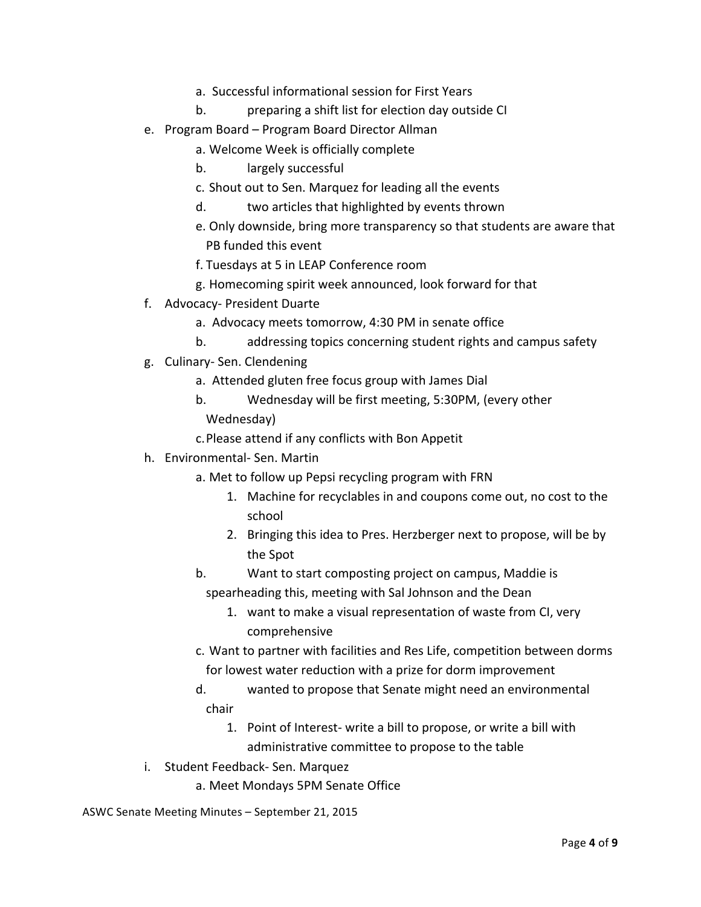a. Successful informational session for First Years
    b. preparing a shift list for election day outside CI

e. Program Board – Program Board Director Allman
    a. Welcome Week is officially complete
    b. largely successful
    c. Shout out to Sen. Marquez for leading all the events
    d. two articles that highlighted by events thrown
    e. Only downside, bring more transparency so that students are aware that PB funded this event
    f. Tuesdays at 5 in LEAP Conference room
    g. Homecoming spirit week announced, look forward for that

f. Advocacy- President Duarte
    a. Advocacy meets tomorrow, 4:30 PM in senate office
    b. addressing topics concerning student rights and campus safety

g. Culinary- Sen. Clendening
    a. Attended gluten free focus group with James Dial
    b. Wednesday will be first meeting, 5:30PM, (every other Wednesday)
    c. Please attend if any conflicts with Bon Appetit

h. Environmental- Sen. Martin
    a. Met to follow up Pepsi recycling program with FRN
        1. Machine for recyclables in and coupons come out, no cost to the school
        2. Bringing this idea to Pres. Herzberger next to propose, will be by the Spot
    b. Want to start composting project on campus, Maddie is spearheading this, meeting with Sal Johnson and the Dean
        1. want to make a visual representation of waste from CI, very comprehensive
    c. Want to partner with facilities and Res Life, competition between dorms for lowest water reduction with a prize for dorm improvement
    d. wanted to propose that Senate might need an environmental chair
        1. Point of Interest- write a bill to propose, or write a bill with administrative committee to propose to the table

i. Student Feedback- Sen. Marquez
    a. Meet Mondays 5PM Senate Office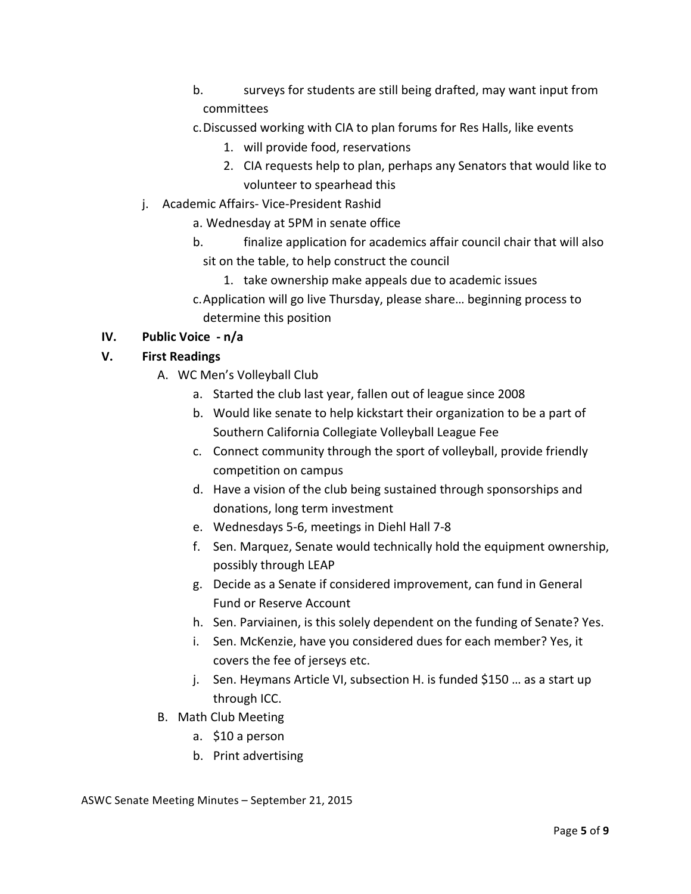- b. surveys for students are still being drafted, may want input from committees
   - c. Discussed working with CIA to plan forums for Res Halls, like events
     1. will provide food, reservations
     2. CIA requests help to plan, perhaps any Senators that would like to volunteer to spearhead this
- j. Academic Affairs- Vice-President Rashid
   - a. Wednesday at 5PM in senate office
   - b. finalize application for academics affair council chair that will also sit on the table, to help construct the council
     1. take ownership make appeals due to academic issues
   - c. Application will go live Thursday, please share… beginning process to determine this position

## IV. Public Voice - n/a

## V. First Readings

A. WC Men's Volleyball Club
   - a. Started the club last year, fallen out of league since 2008
   - b. Would like senate to help kickstart their organization to be a part of Southern California Collegiate Volleyball League Fee
   - c. Connect community through the sport of volleyball, provide friendly competition on campus
   - d. Have a vision of the club being sustained through sponsorships and donations, long term investment
   - e. Wednesdays 5-6, meetings in Diehl Hall 7-8
   - f. Sen. Marquez, Senate would technically hold the equipment ownership, possibly through LEAP
   - g. Decide as a Senate if considered improvement, can fund in General Fund or Reserve Account
   - h. Sen. Parviainen, is this solely dependent on the funding of Senate? Yes.
   - i. Sen. McKenzie, have you considered dues for each member? Yes, it covers the fee of jerseys etc.
   - j. Sen. Heymans Article VI, subsection H. is funded $150 … as a start up through ICC.

B. Math Club Meeting
   - a. $10 a person
   - b. Print advertising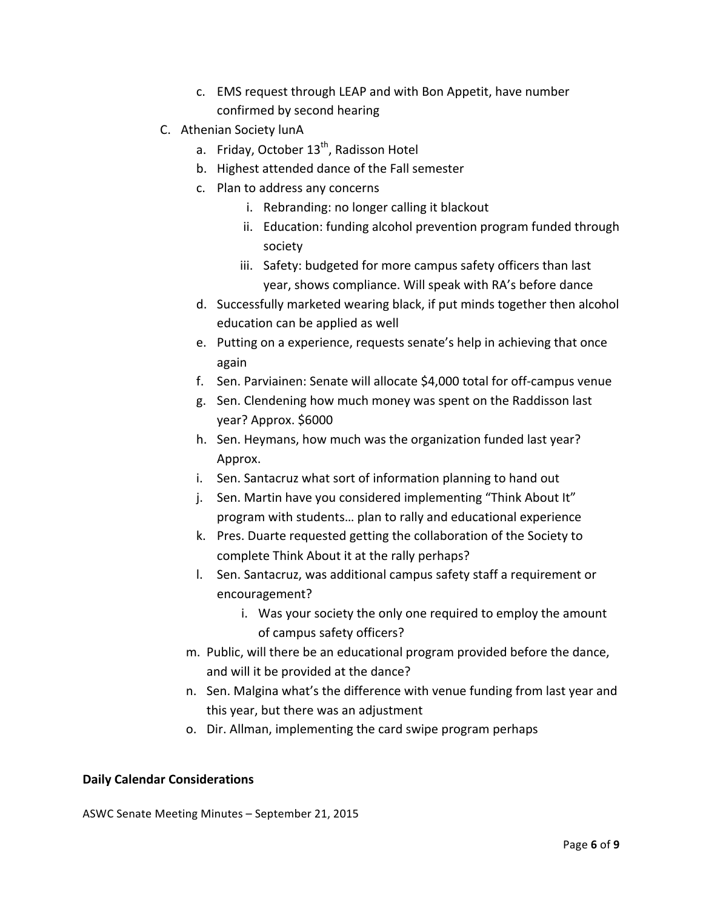c. EMS request through LEAP and with Bon Appetit, have number confirmed by second hearing

C. Athenian Society lunA
   a. Friday, October 13th, Radisson Hotel
   b. Highest attended dance of the Fall semester
   c. Plan to address any concerns
      i. Rebranding: no longer calling it blackout
      ii. Education: funding alcohol prevention program funded through society
      iii. Safety: budgeted for more campus safety officers than last year, shows compliance. Will speak with RA's before dance
   d. Successfully marketed wearing black, if put minds together then alcohol education can be applied as well
   e. Putting on a experience, requests senate's help in achieving that once again
   f. Sen. Parviainen: Senate will allocate $4,000 total for off-campus venue
   g. Sen. Clendening how much money was spent on the Raddisson last year? Approx. $6000
   h. Sen. Heymans, how much was the organization funded last year? Approx.
   i. Sen. Santacruz what sort of information planning to hand out
   j. Sen. Martin have you considered implementing "Think About It" program with students… plan to rally and educational experience
   k. Pres. Duarte requested getting the collaboration of the Society to complete Think About it at the rally perhaps?
   l. Sen. Santacruz, was additional campus safety staff a requirement or encouragement?
      i. Was your society the only one required to employ the amount of campus safety officers?
   m. Public, will there be an educational program provided before the dance, and will it be provided at the dance?
   n. Sen. Malgina what's the difference with venue funding from last year and this year, but there was an adjustment
   o. Dir. Allman, implementing the card swipe program perhaps

**Daily Calendar Considerations**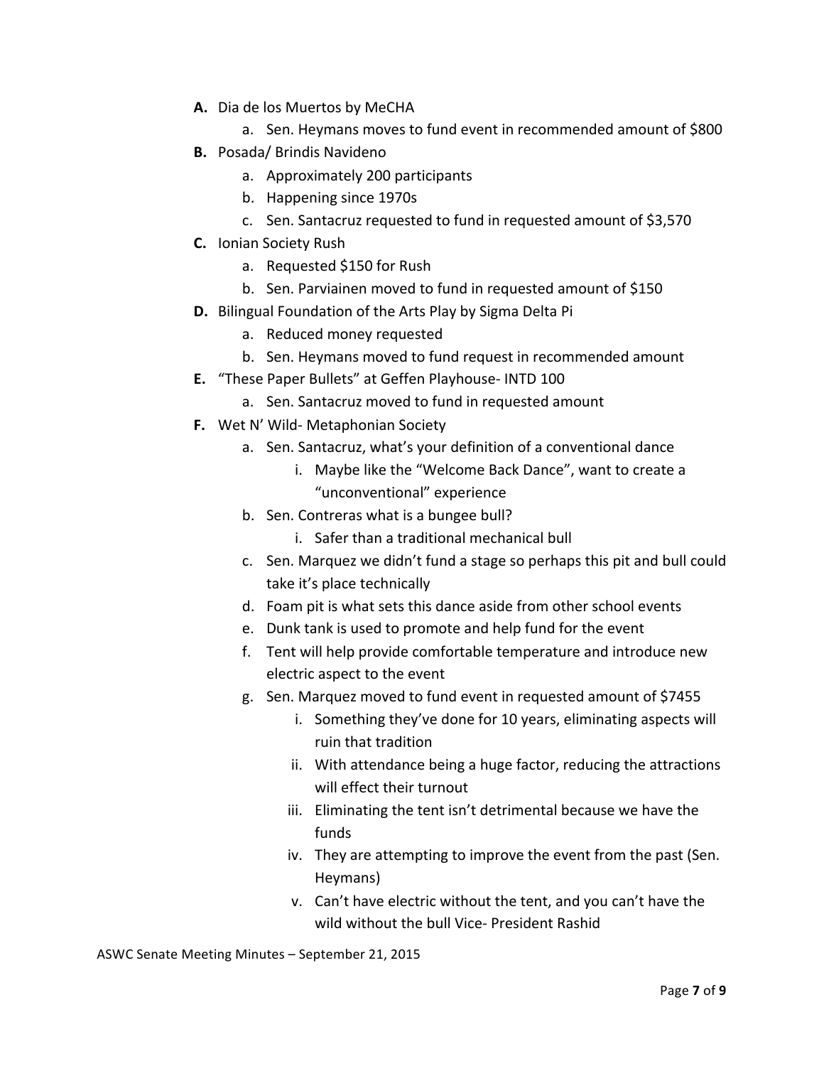**A.** Dia de los Muertos by MeCHA

   a. Sen. Heymans moves to fund event in recommended amount of $800

**B.** Posada/ Brindis Navideno

   a. Approximately 200 participants
   b. Happening since 1970s
   c. Sen. Santacruz requested to fund in requested amount of $3,570

**C.** Ionian Society Rush

   a. Requested $150 for Rush
   b. Sen. Parviainen moved to fund in requested amount of $150

**D.** Bilingual Foundation of the Arts Play by Sigma Delta Pi

   a. Reduced money requested
   b. Sen. Heymans moved to fund request in recommended amount

**E.** "These Paper Bullets" at Geffen Playhouse- INTD 100

   a. Sen. Santacruz moved to fund in requested amount

**F.** Wet N' Wild- Metaphonian Society

   a. Sen. Santacruz, what's your definition of a conventional dance
      i. Maybe like the "Welcome Back Dance", want to create a "unconventional" experience
   b. Sen. Contreras what is a bungee bull?
      i. Safer than a traditional mechanical bull
   c. Sen. Marquez we didn't fund a stage so perhaps this pit and bull could take it's place technically
   d. Foam pit is what sets this dance aside from other school events
   e. Dunk tank is used to promote and help fund for the event
   f. Tent will help provide comfortable temperature and introduce new electric aspect to the event
   g. Sen. Marquez moved to fund event in requested amount of $7455
      i. Something they've done for 10 years, eliminating aspects will ruin that tradition
      ii. With attendance being a huge factor, reducing the attractions will effect their turnout
      iii. Eliminating the tent isn't detrimental because we have the funds
      iv. They are attempting to improve the event from the past (Sen. Heymans)
      v. Can't have electric without the tent, and you can't have the wild without the bull Vice- President Rashid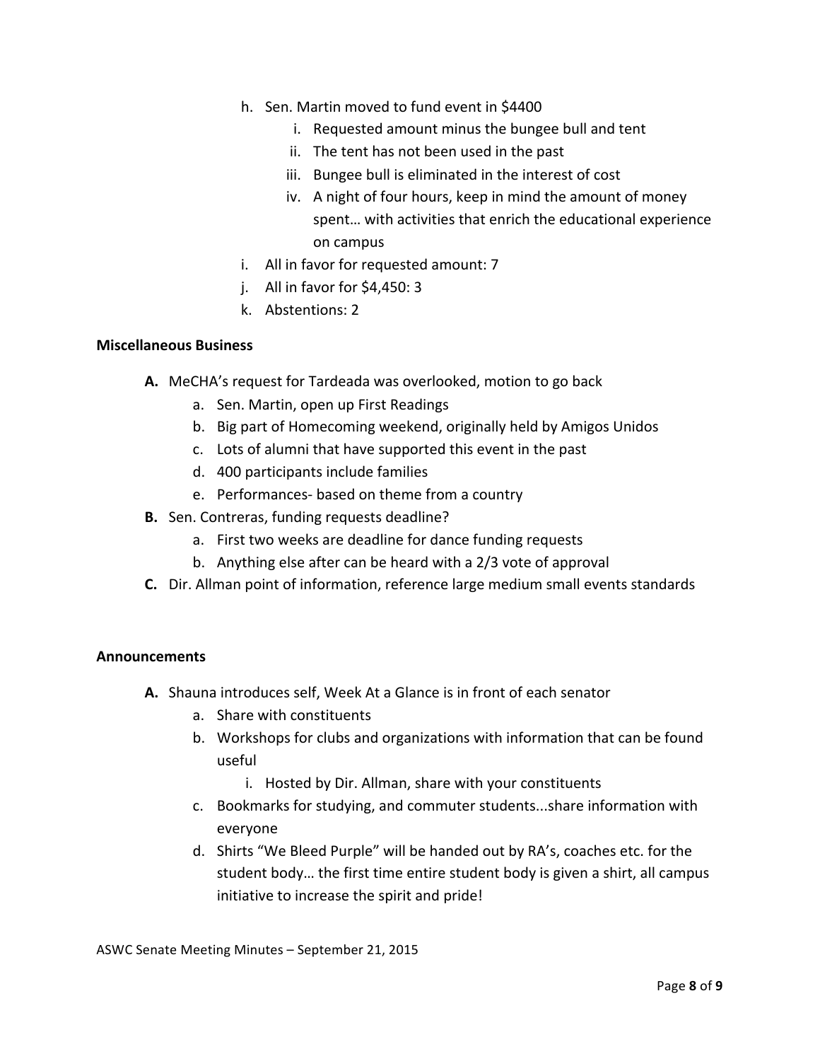h. Sen. Martin moved to fund event in $4400
   i. Requested amount minus the bungee bull and tent
   ii. The tent has not been used in the past
   iii. Bungee bull is eliminated in the interest of cost
   iv. A night of four hours, keep in mind the amount of money spent… with activities that enrich the educational experience on campus
i. All in favor for requested amount: 7
j. All in favor for $4,450: 3
k. Abstentions: 2

**Miscellaneous Business**

**A.** MeCHA's request for Tardeada was overlooked, motion to go back
   a. Sen. Martin, open up First Readings
   b. Big part of Homecoming weekend, originally held by Amigos Unidos
   c. Lots of alumni that have supported this event in the past
   d. 400 participants include families
   e. Performances- based on theme from a country

**B.** Sen. Contreras, funding requests deadline?
   a. First two weeks are deadline for dance funding requests
   b. Anything else after can be heard with a 2/3 vote of approval

**C.** Dir. Allman point of information, reference large medium small events standards

**Announcements**

**A.** Shauna introduces self, Week At a Glance is in front of each senator
   a. Share with constituents
   b. Workshops for clubs and organizations with information that can be found useful
      i. Hosted by Dir. Allman, share with your constituents
   c. Bookmarks for studying, and commuter students...share information with everyone
   d. Shirts "We Bleed Purple" will be handed out by RA's, coaches etc. for the student body… the first time entire student body is given a shirt, all campus initiative to increase the spirit and pride!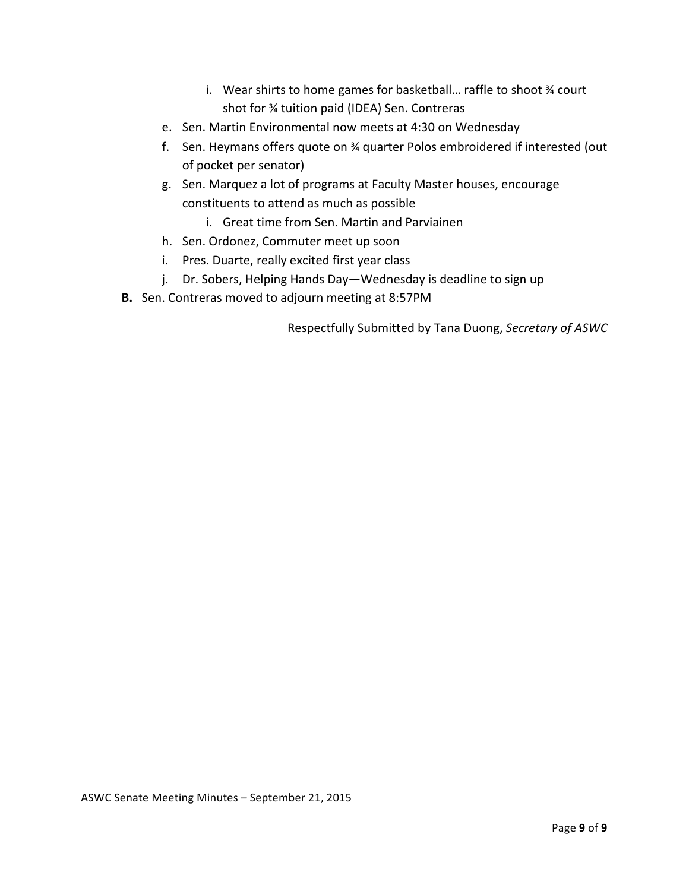i. Wear shirts to home games for basketball… raffle to shoot ¾ court shot for ¾ tuition paid (IDEA) Sen. Contreras

   e. Sen. Martin Environmental now meets at 4:30 on Wednesday
   f. Sen. Heymans offers quote on ¾ quarter Polos embroidered if interested (out of pocket per senator)
   g. Sen. Marquez a lot of programs at Faculty Master houses, encourage constituents to attend as much as possible
      i. Great time from Sen. Martin and Parviainen
   h. Sen. Ordonez, Commuter meet up soon
   i. Pres. Duarte, really excited first year class
   j. Dr. Sobers, Helping Hands Day—Wednesday is deadline to sign up

**B.** Sen. Contreras moved to adjourn meeting at 8:57PM

Respectfully Submitted by Tana Duong, *Secretary of ASWC*